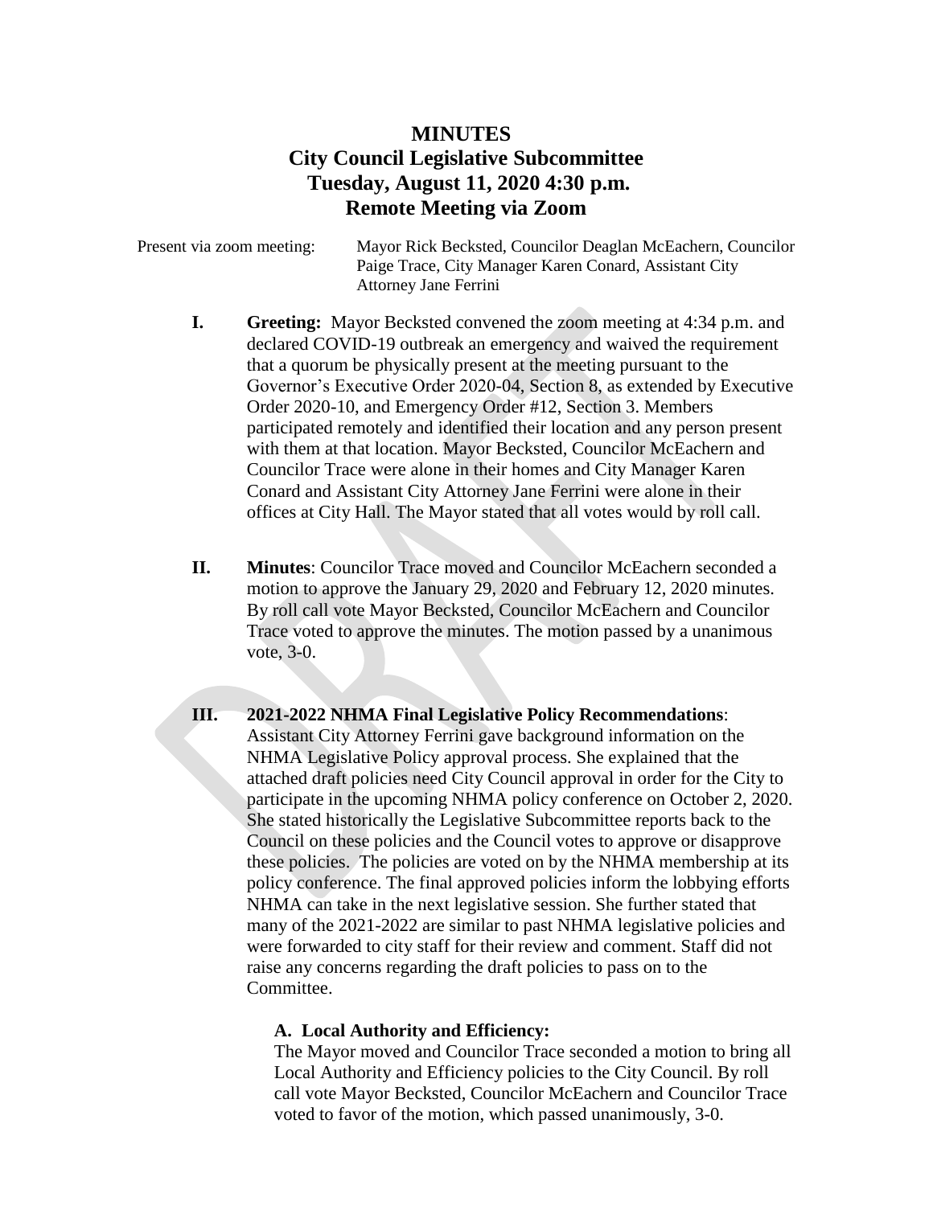# MINUTES
# City Council Legislative Subcommittee
# Tuesday, August 11, 2020 4:30 p.m.
# Remote Meeting via Zoom

Present via zoom meeting: Mayor Rick Becksted, Councilor Deaglan McEachern, Councilor Paige Trace, City Manager Karen Conard, Assistant City Attorney Jane Ferrini

**I. Greeting:** Mayor Becksted convened the zoom meeting at 4:34 p.m. and declared COVID-19 outbreak an emergency and waived the requirement that a quorum be physically present at the meeting pursuant to the Governor's Executive Order 2020-04, Section 8, as extended by Executive Order 2020-10, and Emergency Order #12, Section 3. Members participated remotely and identified their location and any person present with them at that location. Mayor Becksted, Councilor McEachern and Councilor Trace were alone in their homes and City Manager Karen Conard and Assistant City Attorney Jane Ferrini were alone in their offices at City Hall. The Mayor stated that all votes would by roll call.

**II. Minutes**: Councilor Trace moved and Councilor McEachern seconded a motion to approve the January 29, 2020 and February 12, 2020 minutes. By roll call vote Mayor Becksted, Councilor McEachern and Councilor Trace voted to approve the minutes. The motion passed by a unanimous vote, 3-0.

**III. 2021-2022 NHMA Final Legislative Policy Recommendations**: Assistant City Attorney Ferrini gave background information on the NHMA Legislative Policy approval process. She explained that the attached draft policies need City Council approval in order for the City to participate in the upcoming NHMA policy conference on October 2, 2020. She stated historically the Legislative Subcommittee reports back to the Council on these policies and the Council votes to approve or disapprove these policies. The policies are voted on by the NHMA membership at its policy conference. The final approved policies inform the lobbying efforts NHMA can take in the next legislative session. She further stated that many of the 2021-2022 are similar to past NHMA legislative policies and were forwarded to city staff for their review and comment. Staff did not raise any concerns regarding the draft policies to pass on to the Committee.

**A. Local Authority and Efficiency:**

The Mayor moved and Councilor Trace seconded a motion to bring all Local Authority and Efficiency policies to the City Council. By roll call vote Mayor Becksted, Councilor McEachern and Councilor Trace voted to favor of the motion, which passed unanimously, 3-0.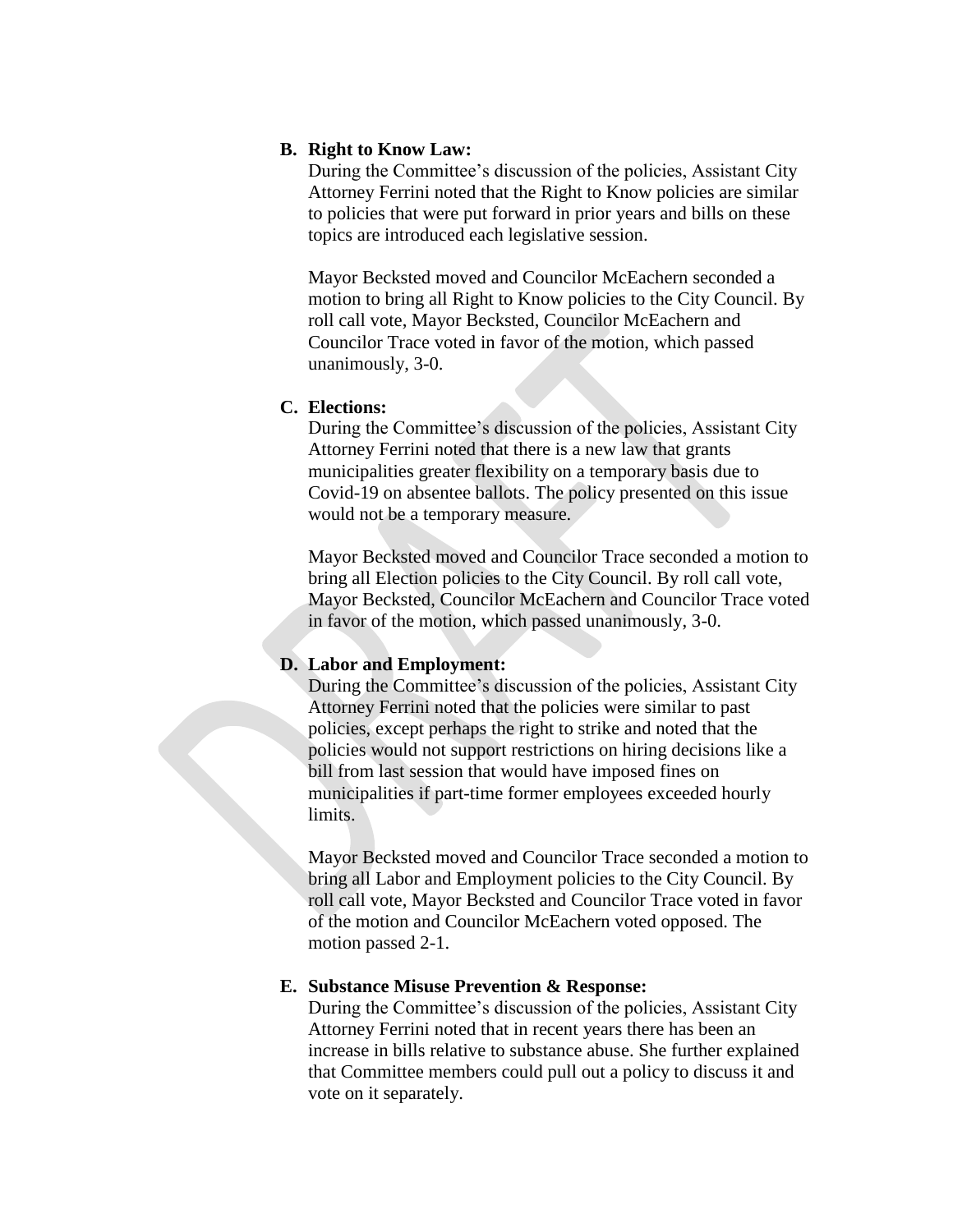**B. Right to Know Law:**

During the Committee's discussion of the policies, Assistant City Attorney Ferrini noted that the Right to Know policies are similar to policies that were put forward in prior years and bills on these topics are introduced each legislative session.

Mayor Becksted moved and Councilor McEachern seconded a motion to bring all Right to Know policies to the City Council. By roll call vote, Mayor Becksted, Councilor McEachern and Councilor Trace voted in favor of the motion, which passed unanimously, 3-0.

**C. Elections:**

During the Committee's discussion of the policies, Assistant City Attorney Ferrini noted that there is a new law that grants municipalities greater flexibility on a temporary basis due to Covid-19 on absentee ballots. The policy presented on this issue would not be a temporary measure.

Mayor Becksted moved and Councilor Trace seconded a motion to bring all Election policies to the City Council. By roll call vote, Mayor Becksted, Councilor McEachern and Councilor Trace voted in favor of the motion, which passed unanimously, 3-0.

**D. Labor and Employment:**

During the Committee's discussion of the policies, Assistant City Attorney Ferrini noted that the policies were similar to past policies, except perhaps the right to strike and noted that the policies would not support restrictions on hiring decisions like a bill from last session that would have imposed fines on municipalities if part-time former employees exceeded hourly limits.

Mayor Becksted moved and Councilor Trace seconded a motion to bring all Labor and Employment policies to the City Council. By roll call vote, Mayor Becksted and Councilor Trace voted in favor of the motion and Councilor McEachern voted opposed. The motion passed 2-1.

**E. Substance Misuse Prevention & Response:**

During the Committee's discussion of the policies, Assistant City Attorney Ferrini noted that in recent years there has been an increase in bills relative to substance abuse. She further explained that Committee members could pull out a policy to discuss it and vote on it separately.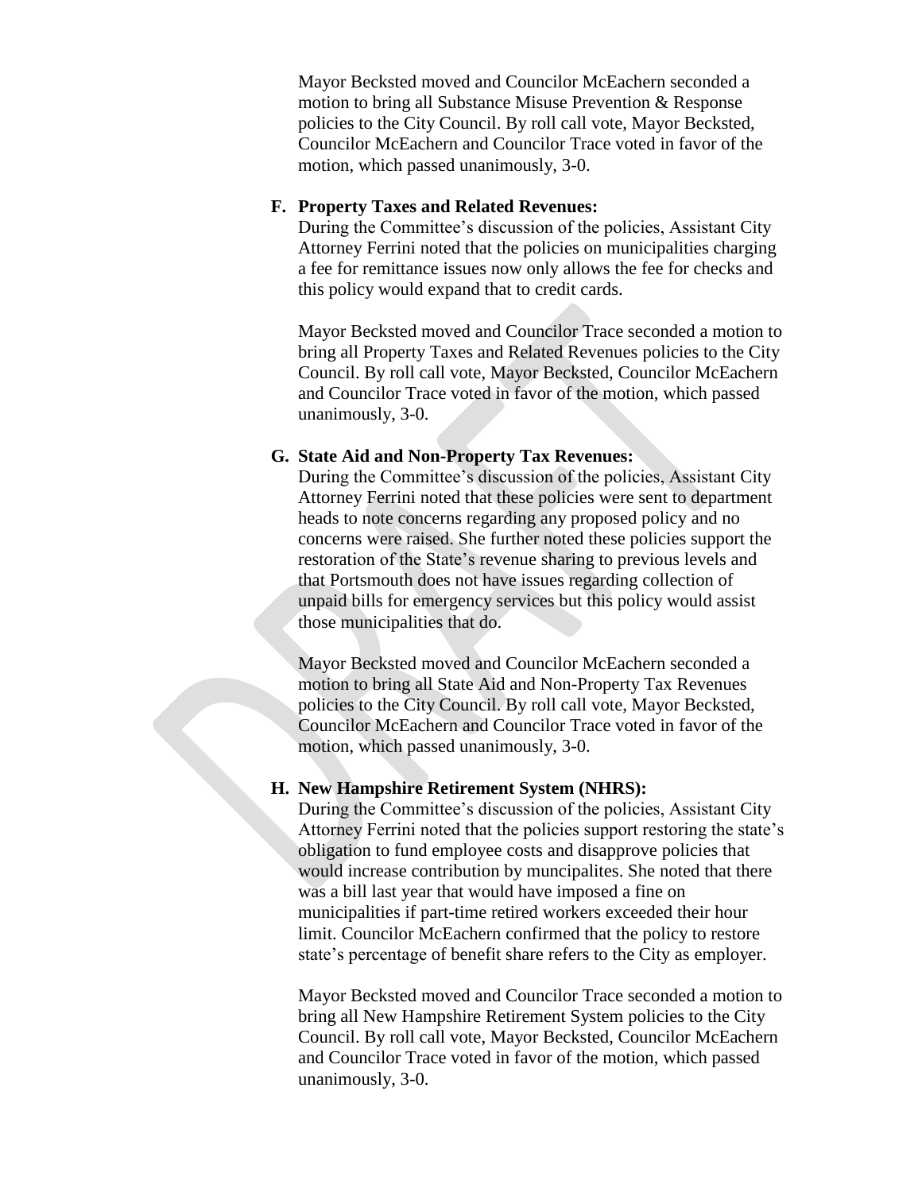Mayor Becksted moved and Councilor McEachern seconded a motion to bring all Substance Misuse Prevention & Response policies to the City Council. By roll call vote, Mayor Becksted, Councilor McEachern and Councilor Trace voted in favor of the motion, which passed unanimously, 3-0.

**F. Property Taxes and Related Revenues:**

During the Committee's discussion of the policies, Assistant City Attorney Ferrini noted that the policies on municipalities charging a fee for remittance issues now only allows the fee for checks and this policy would expand that to credit cards.

Mayor Becksted moved and Councilor Trace seconded a motion to bring all Property Taxes and Related Revenues policies to the City Council. By roll call vote, Mayor Becksted, Councilor McEachern and Councilor Trace voted in favor of the motion, which passed unanimously, 3-0.

**G. State Aid and Non-Property Tax Revenues:**

During the Committee's discussion of the policies, Assistant City Attorney Ferrini noted that these policies were sent to department heads to note concerns regarding any proposed policy and no concerns were raised. She further noted these policies support the restoration of the State's revenue sharing to previous levels and that Portsmouth does not have issues regarding collection of unpaid bills for emergency services but this policy would assist those municipalities that do.

Mayor Becksted moved and Councilor McEachern seconded a motion to bring all State Aid and Non-Property Tax Revenues policies to the City Council. By roll call vote, Mayor Becksted, Councilor McEachern and Councilor Trace voted in favor of the motion, which passed unanimously, 3-0.

**H. New Hampshire Retirement System (NHRS):**

During the Committee's discussion of the policies, Assistant City Attorney Ferrini noted that the policies support restoring the state's obligation to fund employee costs and disapprove policies that would increase contribution by muncipalites. She noted that there was a bill last year that would have imposed a fine on municipalities if part-time retired workers exceeded their hour limit. Councilor McEachern confirmed that the policy to restore state's percentage of benefit share refers to the City as employer.

Mayor Becksted moved and Councilor Trace seconded a motion to bring all New Hampshire Retirement System policies to the City Council. By roll call vote, Mayor Becksted, Councilor McEachern and Councilor Trace voted in favor of the motion, which passed unanimously, 3-0.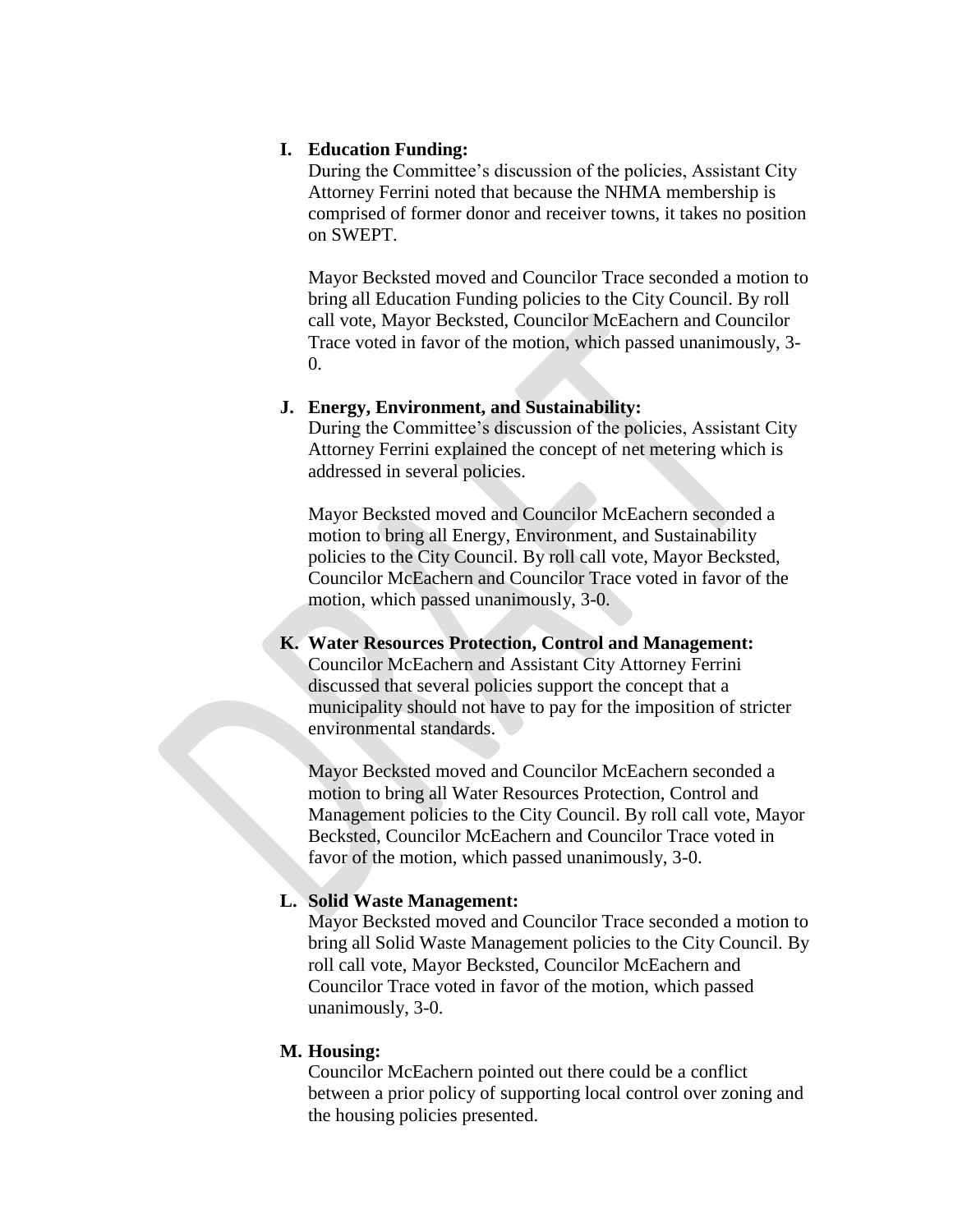**I. Education Funding:**

During the Committee's discussion of the policies, Assistant City Attorney Ferrini noted that because the NHMA membership is comprised of former donor and receiver towns, it takes no position on SWEPT.

Mayor Becksted moved and Councilor Trace seconded a motion to bring all Education Funding policies to the City Council. By roll call vote, Mayor Becksted, Councilor McEachern and Councilor Trace voted in favor of the motion, which passed unanimously, 3-0.

**J. Energy, Environment, and Sustainability:**

During the Committee's discussion of the policies, Assistant City Attorney Ferrini explained the concept of net metering which is addressed in several policies.

Mayor Becksted moved and Councilor McEachern seconded a motion to bring all Energy, Environment, and Sustainability policies to the City Council. By roll call vote, Mayor Becksted, Councilor McEachern and Councilor Trace voted in favor of the motion, which passed unanimously, 3-0.

**K. Water Resources Protection, Control and Management:**

Councilor McEachern and Assistant City Attorney Ferrini discussed that several policies support the concept that a municipality should not have to pay for the imposition of stricter environmental standards.

Mayor Becksted moved and Councilor McEachern seconded a motion to bring all Water Resources Protection, Control and Management policies to the City Council. By roll call vote, Mayor Becksted, Councilor McEachern and Councilor Trace voted in favor of the motion, which passed unanimously, 3-0.

**L. Solid Waste Management:**

Mayor Becksted moved and Councilor Trace seconded a motion to bring all Solid Waste Management policies to the City Council. By roll call vote, Mayor Becksted, Councilor McEachern and Councilor Trace voted in favor of the motion, which passed unanimously, 3-0.

**M. Housing:**

Councilor McEachern pointed out there could be a conflict between a prior policy of supporting local control over zoning and the housing policies presented.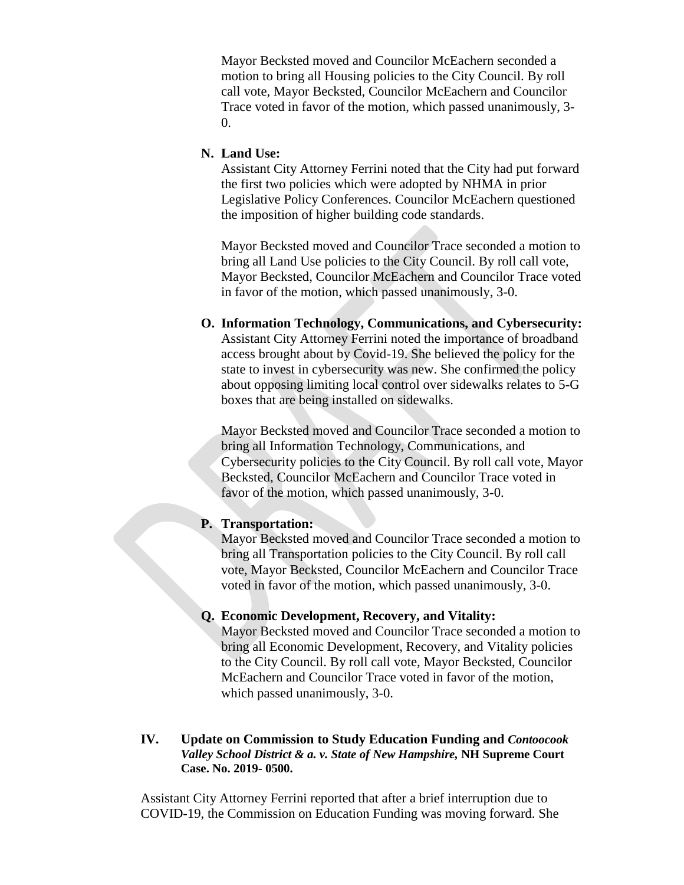Mayor Becksted moved and Councilor McEachern seconded a motion to bring all Housing policies to the City Council. By roll call vote, Mayor Becksted, Councilor McEachern and Councilor Trace voted in favor of the motion, which passed unanimously, 3-0.

**N. Land Use:**

Assistant City Attorney Ferrini noted that the City had put forward the first two policies which were adopted by NHMA in prior Legislative Policy Conferences. Councilor McEachern questioned the imposition of higher building code standards.

Mayor Becksted moved and Councilor Trace seconded a motion to bring all Land Use policies to the City Council. By roll call vote, Mayor Becksted, Councilor McEachern and Councilor Trace voted in favor of the motion, which passed unanimously, 3-0.

**O. Information Technology, Communications, and Cybersecurity:**

Assistant City Attorney Ferrini noted the importance of broadband access brought about by Covid-19. She believed the policy for the state to invest in cybersecurity was new. She confirmed the policy about opposing limiting local control over sidewalks relates to 5-G boxes that are being installed on sidewalks.

Mayor Becksted moved and Councilor Trace seconded a motion to bring all Information Technology, Communications, and Cybersecurity policies to the City Council. By roll call vote, Mayor Becksted, Councilor McEachern and Councilor Trace voted in favor of the motion, which passed unanimously, 3-0.

**P. Transportation:**

Mayor Becksted moved and Councilor Trace seconded a motion to bring all Transportation policies to the City Council. By roll call vote, Mayor Becksted, Councilor McEachern and Councilor Trace voted in favor of the motion, which passed unanimously, 3-0.

**Q. Economic Development, Recovery, and Vitality:**

Mayor Becksted moved and Councilor Trace seconded a motion to bring all Economic Development, Recovery, and Vitality policies to the City Council. By roll call vote, Mayor Becksted, Councilor McEachern and Councilor Trace voted in favor of the motion, which passed unanimously, 3-0.

## IV. Update on Commission to Study Education Funding and *Contoocook Valley School District & a. v. State of New Hampshire,* NH Supreme Court Case. No. 2019- 0500.

Assistant City Attorney Ferrini reported that after a brief interruption due to COVID-19, the Commission on Education Funding was moving forward. She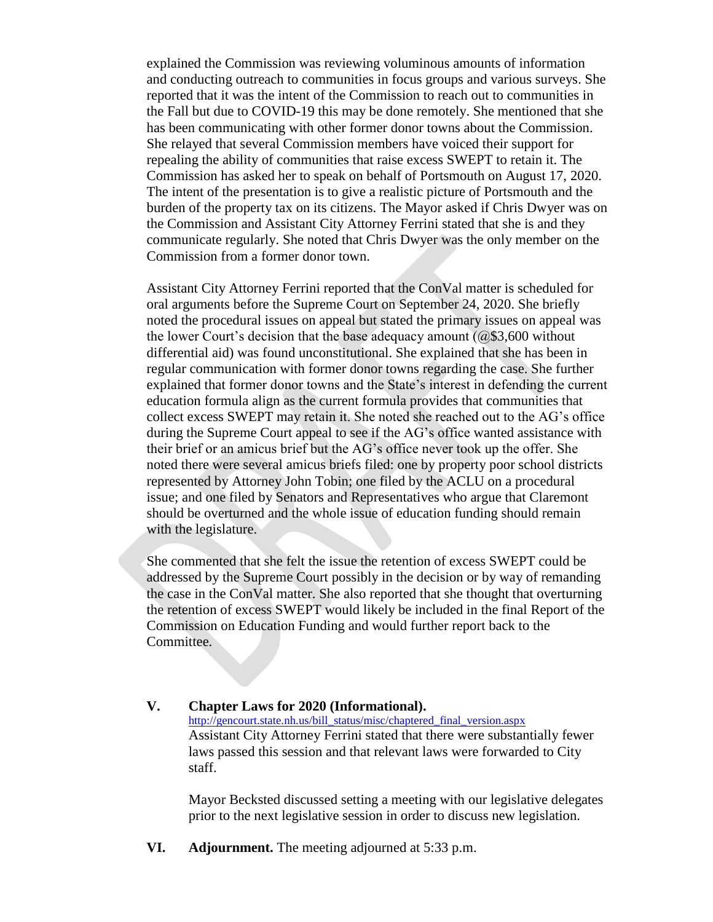explained the Commission was reviewing voluminous amounts of information and conducting outreach to communities in focus groups and various surveys. She reported that it was the intent of the Commission to reach out to communities in the Fall but due to COVID-19 this may be done remotely. She mentioned that she has been communicating with other former donor towns about the Commission. She relayed that several Commission members have voiced their support for repealing the ability of communities that raise excess SWEPT to retain it. The Commission has asked her to speak on behalf of Portsmouth on August 17, 2020. The intent of the presentation is to give a realistic picture of Portsmouth and the burden of the property tax on its citizens. The Mayor asked if Chris Dwyer was on the Commission and Assistant City Attorney Ferrini stated that she is and they communicate regularly. She noted that Chris Dwyer was the only member on the Commission from a former donor town.

Assistant City Attorney Ferrini reported that the ConVal matter is scheduled for oral arguments before the Supreme Court on September 24, 2020. She briefly noted the procedural issues on appeal but stated the primary issues on appeal was the lower Court's decision that the base adequacy amount (@$3,600 without differential aid) was found unconstitutional. She explained that she has been in regular communication with former donor towns regarding the case. She further explained that former donor towns and the State's interest in defending the current education formula align as the current formula provides that communities that collect excess SWEPT may retain it. She noted she reached out to the AG's office during the Supreme Court appeal to see if the AG's office wanted assistance with their brief or an amicus brief but the AG's office never took up the offer. She noted there were several amicus briefs filed: one by property poor school districts represented by Attorney John Tobin; one filed by the ACLU on a procedural issue; and one filed by Senators and Representatives who argue that Claremont should be overturned and the whole issue of education funding should remain with the legislature.

She commented that she felt the issue the retention of excess SWEPT could be addressed by the Supreme Court possibly in the decision or by way of remanding the case in the ConVal matter. She also reported that she thought that overturning the retention of excess SWEPT would likely be included in the final Report of the Commission on Education Funding and would further report back to the Committee.

**V. Chapter Laws for 2020 (Informational).**

http://gencourt.state.nh.us/bill_status/misc/chaptered_final_version.aspx

Assistant City Attorney Ferrini stated that there were substantially fewer laws passed this session and that relevant laws were forwarded to City staff.

Mayor Becksted discussed setting a meeting with our legislative delegates prior to the next legislative session in order to discuss new legislation.

**VI. Adjournment.** The meeting adjourned at 5:33 p.m.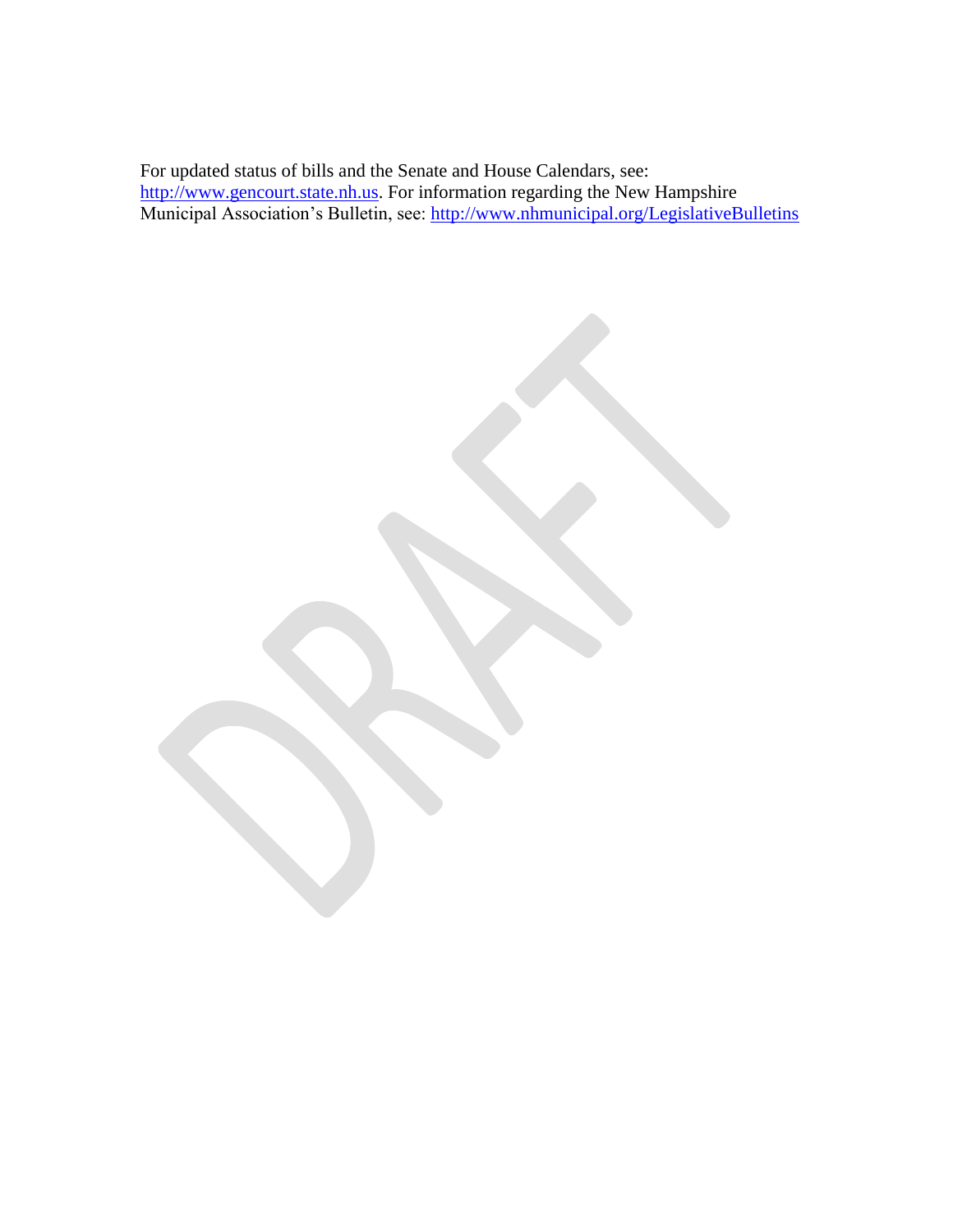For updated status of bills and the Senate and House Calendars, see: [http://www.gencourt.state.nh.us](http://www.gencourt.state.nh.us). For information regarding the New Hampshire Municipal Association's Bulletin, see: [http://www.nhmunicipal.org/LegislativeBulletins](http://www.nhmunicipal.org/LegislativeBulletins)